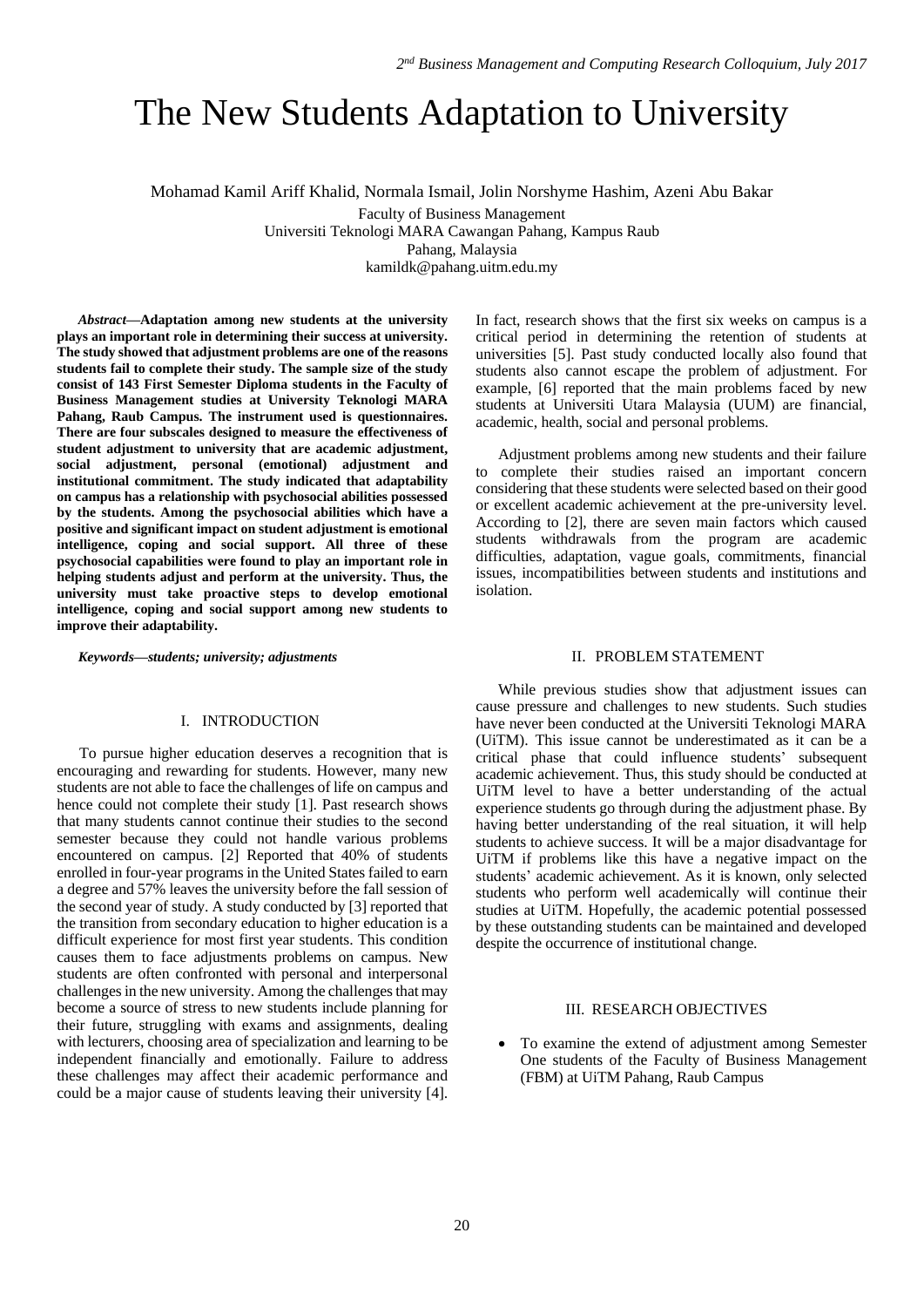# The New Students Adaptation to University

Mohamad Kamil Ariff Khalid, Normala Ismail, Jolin Norshyme Hashim, Azeni Abu Bakar

Faculty of Business Management
Universiti Teknologi MARA Cawangan Pahang, Kampus Raub
Pahang, Malaysia
kamildk@pahang.uitm.edu.my

***Abstract*—Adaptation among new students at the university plays an important role in determining their success at university. The study showed that adjustment problems are one of the reasons students fail to complete their study. The sample size of the study consist of 143 First Semester Diploma students in the Faculty of Business Management studies at University Teknologi MARA Pahang, Raub Campus. The instrument used is questionnaires. There are four subscales designed to measure the effectiveness of student adjustment to university that are academic adjustment, social adjustment, personal (emotional) adjustment and institutional commitment. The study indicated that adaptability on campus has a relationship with psychosocial abilities possessed by the students. Among the psychosocial abilities which have a positive and significant impact on student adjustment is emotional intelligence, coping and social support. All three of these psychosocial capabilities were found to play an important role in helping students adjust and perform at the university. Thus, the university must take proactive steps to develop emotional intelligence, coping and social support among new students to improve their adaptability.**

***Keywords—students; university; adjustments***

## I. INTRODUCTION

To pursue higher education deserves a recognition that is encouraging and rewarding for students. However, many new students are not able to face the challenges of life on campus and hence could not complete their study [1]. Past research shows that many students cannot continue their studies to the second semester because they could not handle various problems encountered on campus. [2] Reported that 40% of students enrolled in four-year programs in the United States failed to earn a degree and 57% leaves the university before the fall session of the second year of study. A study conducted by [3] reported that the transition from secondary education to higher education is a difficult experience for most first year students. This condition causes them to face adjustments problems on campus. New students are often confronted with personal and interpersonal challenges in the new university. Among the challenges that may become a source of stress to new students include planning for their future, struggling with exams and assignments, dealing with lecturers, choosing area of specialization and learning to be independent financially and emotionally. Failure to address these challenges may affect their academic performance and could be a major cause of students leaving their university [4]. In fact, research shows that the first six weeks on campus is a critical period in determining the retention of students at universities [5]. Past study conducted locally also found that students also cannot escape the problem of adjustment. For example, [6] reported that the main problems faced by new students at Universiti Utara Malaysia (UUM) are financial, academic, health, social and personal problems.

Adjustment problems among new students and their failure to complete their studies raised an important concern considering that these students were selected based on their good or excellent academic achievement at the pre-university level. According to [2], there are seven main factors which caused students withdrawals from the program are academic difficulties, adaptation, vague goals, commitments, financial issues, incompatibilities between students and institutions and isolation.

## II. PROBLEM STATEMENT

While previous studies show that adjustment issues can cause pressure and challenges to new students. Such studies have never been conducted at the Universiti Teknologi MARA (UiTM). This issue cannot be underestimated as it can be a critical phase that could influence students' subsequent academic achievement. Thus, this study should be conducted at UiTM level to have a better understanding of the actual experience students go through during the adjustment phase. By having better understanding of the real situation, it will help students to achieve success. It will be a major disadvantage for UiTM if problems like this have a negative impact on the students' academic achievement. As it is known, only selected students who perform well academically will continue their studies at UiTM. Hopefully, the academic potential possessed by these outstanding students can be maintained and developed despite the occurrence of institutional change.

## III. RESEARCH OBJECTIVES

- To examine the extend of adjustment among Semester One students of the Faculty of Business Management (FBM) at UiTM Pahang, Raub Campus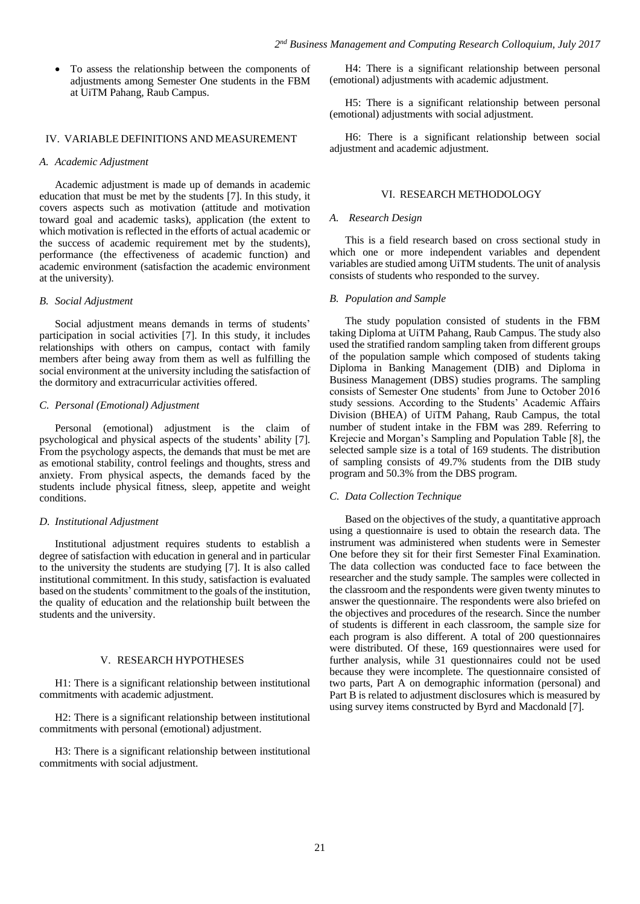- To assess the relationship between the components of adjustments among Semester One students in the FBM at UiTM Pahang, Raub Campus.

## IV. VARIABLE DEFINITIONS AND MEASUREMENT

### A. Academic Adjustment

Academic adjustment is made up of demands in academic education that must be met by the students [7]. In this study, it covers aspects such as motivation (attitude and motivation toward goal and academic tasks), application (the extent to which motivation is reflected in the efforts of actual academic or the success of academic requirement met by the students), performance (the effectiveness of academic function) and academic environment (satisfaction the academic environment at the university).

### B. Social Adjustment

Social adjustment means demands in terms of students' participation in social activities [7]. In this study, it includes relationships with others on campus, contact with family members after being away from them as well as fulfilling the social environment at the university including the satisfaction of the dormitory and extracurricular activities offered.

### C. Personal (Emotional) Adjustment

Personal (emotional) adjustment is the claim of psychological and physical aspects of the students' ability [7]. From the psychology aspects, the demands that must be met are as emotional stability, control feelings and thoughts, stress and anxiety. From physical aspects, the demands faced by the students include physical fitness, sleep, appetite and weight conditions.

### D. Institutional Adjustment

Institutional adjustment requires students to establish a degree of satisfaction with education in general and in particular to the university the students are studying [7]. It is also called institutional commitment. In this study, satisfaction is evaluated based on the students' commitment to the goals of the institution, the quality of education and the relationship built between the students and the university.

## V. RESEARCH HYPOTHESES

H1: There is a significant relationship between institutional commitments with academic adjustment.

H2: There is a significant relationship between institutional commitments with personal (emotional) adjustment.

H3: There is a significant relationship between institutional commitments with social adjustment.

H4: There is a significant relationship between personal (emotional) adjustments with academic adjustment.

H5: There is a significant relationship between personal (emotional) adjustments with social adjustment.

H6: There is a significant relationship between social adjustment and academic adjustment.

## VI. RESEARCH METHODOLOGY

### A. Research Design

This is a field research based on cross sectional study in which one or more independent variables and dependent variables are studied among UiTM students. The unit of analysis consists of students who responded to the survey.

### B. Population and Sample

The study population consisted of students in the FBM taking Diploma at UiTM Pahang, Raub Campus. The study also used the stratified random sampling taken from different groups of the population sample which composed of students taking Diploma in Banking Management (DIB) and Diploma in Business Management (DBS) studies programs. The sampling consists of Semester One students' from June to October 2016 study sessions. According to the Students' Academic Affairs Division (BHEA) of UiTM Pahang, Raub Campus, the total number of student intake in the FBM was 289. Referring to Krejecie and Morgan's Sampling and Population Table [8], the selected sample size is a total of 169 students. The distribution of sampling consists of 49.7% students from the DIB study program and 50.3% from the DBS program.

### C. Data Collection Technique

Based on the objectives of the study, a quantitative approach using a questionnaire is used to obtain the research data. The instrument was administered when students were in Semester One before they sit for their first Semester Final Examination. The data collection was conducted face to face between the researcher and the study sample. The samples were collected in the classroom and the respondents were given twenty minutes to answer the questionnaire. The respondents were also briefed on the objectives and procedures of the research. Since the number of students is different in each classroom, the sample size for each program is also different. A total of 200 questionnaires were distributed. Of these, 169 questionnaires were used for further analysis, while 31 questionnaires could not be used because they were incomplete. The questionnaire consisted of two parts, Part A on demographic information (personal) and Part B is related to adjustment disclosures which is measured by using survey items constructed by Byrd and Macdonald [7].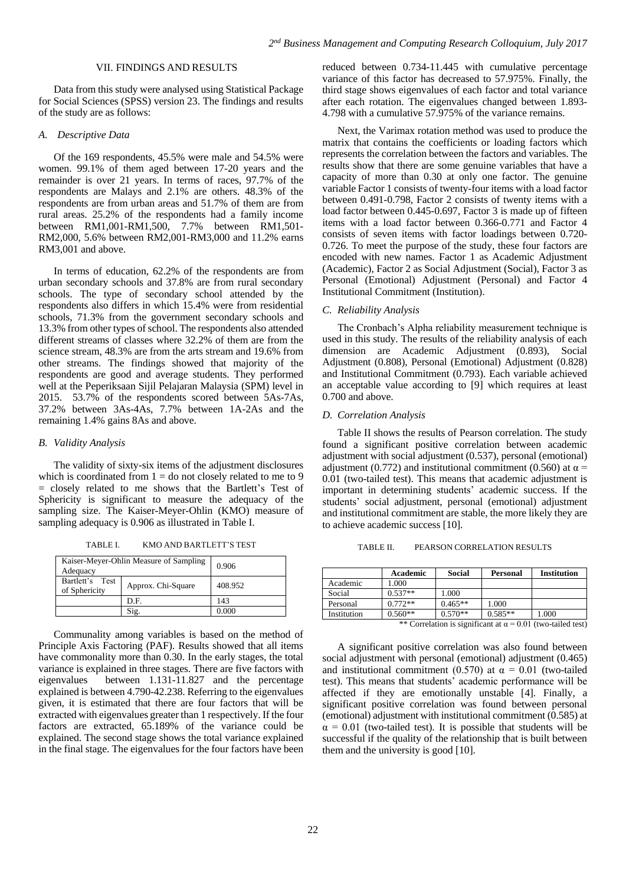## VII. FINDINGS AND RESULTS

Data from this study were analysed using Statistical Package for Social Sciences (SPSS) version 23. The findings and results of the study are as follows:

### *A. Descriptive Data*

Of the 169 respondents, 45.5% were male and 54.5% were women. 99.1% of them aged between 17-20 years and the remainder is over 21 years. In terms of races, 97.7% of the respondents are Malays and 2.1% are others. 48.3% of the respondents are from urban areas and 51.7% of them are from rural areas. 25.2% of the respondents had a family income between RM1,001-RM1,500, 7.7% between RM1,501-RM2,000, 5.6% between RM2,001-RM3,000 and 11.2% earns RM3,001 and above.

In terms of education, 62.2% of the respondents are from urban secondary schools and 37.8% are from rural secondary schools. The type of secondary school attended by the respondents also differs in which 15.4% were from residential schools, 71.3% from the government secondary schools and 13.3% from other types of school. The respondents also attended different streams of classes where 32.2% of them are from the science stream, 48.3% are from the arts stream and 19.6% from other streams. The findings showed that majority of the respondents are good and average students. They performed well at the Peperiksaan Sijil Pelajaran Malaysia (SPM) level in 2015. 53.7% of the respondents scored between 5As-7As, 37.2% between 3As-4As, 7.7% between 1A-2As and the remaining 1.4% gains 8As and above.

### *B. Validity Analysis*

The validity of sixty-six items of the adjustment disclosures which is coordinated from 1 = do not closely related to me to 9 = closely related to me shows that the Bartlett's Test of Sphericity is significant to measure the adequacy of the sampling size. The Kaiser-Meyer-Ohlin (KMO) measure of sampling adequacy is 0.906 as illustrated in Table I.

TABLE I. KMO AND BARTLETT'S TEST

| | | |
|---|---|---|
| Kaiser-Meyer-Ohlin Measure of Sampling Adequacy | | 0.906 |
| Bartlett's Test of Sphericity | Approx. Chi-Square | 408.952 |
| | D.F. | 143 |
| | Sig. | 0.000 |

Communality among variables is based on the method of Principle Axis Factoring (PAF). Results showed that all items have commonality more than 0.30. In the early stages, the total variance is explained in three stages. There are five factors with eigenvalues between 1.131-11.827 and the percentage explained is between 4.790-42.238. Referring to the eigenvalues given, it is estimated that there are four factors that will be extracted with eigenvalues greater than 1 respectively. If the four factors are extracted, 65.189% of the variance could be explained. The second stage shows the total variance explained in the final stage. The eigenvalues for the four factors have been reduced between 0.734-11.445 with cumulative percentage variance of this factor has decreased to 57.975%. Finally, the third stage shows eigenvalues of each factor and total variance after each rotation. The eigenvalues changed between 1.893-4.798 with a cumulative 57.975% of the variance remains.

Next, the Varimax rotation method was used to produce the matrix that contains the coefficients or loading factors which represents the correlation between the factors and variables. The results show that there are some genuine variables that have a capacity of more than 0.30 at only one factor. The genuine variable Factor 1 consists of twenty-four items with a load factor between 0.491-0.798, Factor 2 consists of twenty items with a load factor between 0.445-0.697, Factor 3 is made up of fifteen items with a load factor between 0.366-0.771 and Factor 4 consists of seven items with factor loadings between 0.720-0.726. To meet the purpose of the study, these four factors are encoded with new names. Factor 1 as Academic Adjustment (Academic), Factor 2 as Social Adjustment (Social), Factor 3 as Personal (Emotional) Adjustment (Personal) and Factor 4 Institutional Commitment (Institution).

### *C. Reliability Analysis*

The Cronbach's Alpha reliability measurement technique is used in this study. The results of the reliability analysis of each dimension are Academic Adjustment (0.893), Social Adjustment (0.808), Personal (Emotional) Adjustment (0.828) and Institutional Commitment (0.793). Each variable achieved an acceptable value according to [9] which requires at least 0.700 and above.

### *D. Correlation Analysis*

Table II shows the results of Pearson correlation. The study found a significant positive correlation between academic adjustment with social adjustment (0.537), personal (emotional) adjustment (0.772) and institutional commitment (0.560) at $\alpha$ = 0.01 (two-tailed test). This means that academic adjustment is important in determining students' academic success. If the students' social adjustment, personal (emotional) adjustment and institutional commitment are stable, the more likely they are to achieve academic success [10].

TABLE II. PEARSON CORRELATION RESULTS

| | Academic | Social | Personal | Institution |
|---|---|---|---|---|
| Academic | 1.000 | | | |
| Social | 0.537** | 1.000 | | |
| Personal | 0.772** | 0.465** | 1.000 | |
| Institution | 0.560** | 0.570** | 0.585** | 1.000 |

** Correlation is significant at $\alpha$ = 0.01 (two-tailed test)

A significant positive correlation was also found between social adjustment with personal (emotional) adjustment (0.465) and institutional commitment (0.570) at $\alpha$ = 0.01 (two-tailed test). This means that students' academic performance will be affected if they are emotionally unstable [4]. Finally, a significant positive correlation was found between personal (emotional) adjustment with institutional commitment (0.585) at $\alpha$ = 0.01 (two-tailed test). It is possible that students will be successful if the quality of the relationship that is built between them and the university is good [10].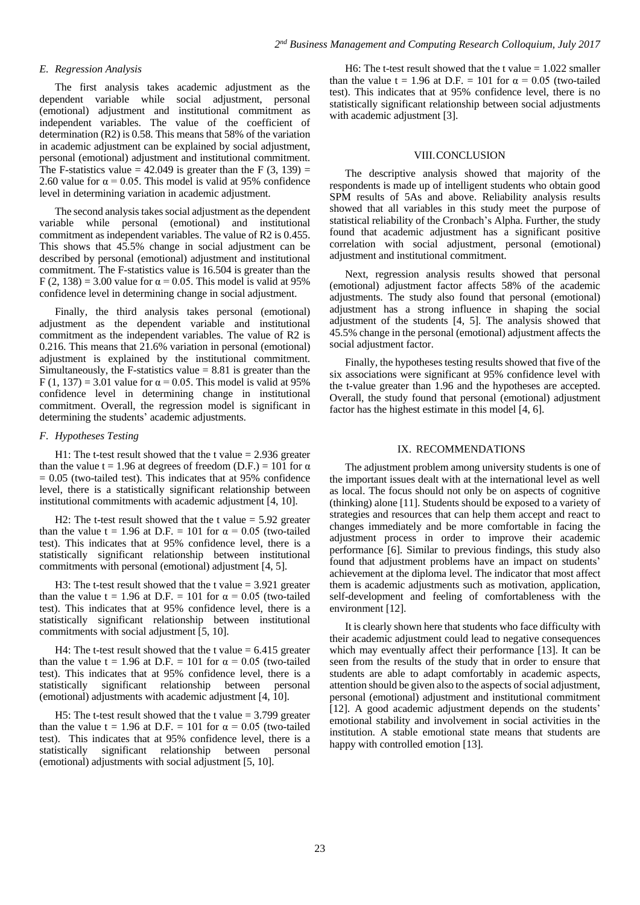### E. Regression Analysis

The first analysis takes academic adjustment as the dependent variable while social adjustment, personal (emotional) adjustment and institutional commitment as independent variables. The value of the coefficient of determination (R2) is 0.58. This means that 58% of the variation in academic adjustment can be explained by social adjustment, personal (emotional) adjustment and institutional commitment. The F-statistics value = 42.049 is greater than the F (3, 139) = 2.60 value for $\alpha = 0.05$. This model is valid at 95% confidence level in determining variation in academic adjustment.

The second analysis takes social adjustment as the dependent variable while personal (emotional) and institutional commitment as independent variables. The value of R2 is 0.455. This shows that 45.5% change in social adjustment can be described by personal (emotional) adjustment and institutional commitment. The F-statistics value is 16.504 is greater than the F (2, 138) = 3.00 value for $\alpha = 0.05$. This model is valid at 95% confidence level in determining change in social adjustment.

Finally, the third analysis takes personal (emotional) adjustment as the dependent variable and institutional commitment as the independent variables. The value of R2 is 0.216. This means that 21.6% variation in personal (emotional) adjustment is explained by the institutional commitment. Simultaneously, the F-statistics value = 8.81 is greater than the F (1, 137) = 3.01 value for $\alpha = 0.05$. This model is valid at 95% confidence level in determining change in institutional commitment. Overall, the regression model is significant in determining the students' academic adjustments.

### F. Hypotheses Testing

H1: The t-test result showed that the t value = 2.936 greater than the value t = 1.96 at degrees of freedom (D.F.) = 101 for $\alpha = 0.05$ (two-tailed test). This indicates that at 95% confidence level, there is a statistically significant relationship between institutional commitments with academic adjustment [4, 10].

H2: The t-test result showed that the t value = 5.92 greater than the value t = 1.96 at D.F. = 101 for $\alpha = 0.05$ (two-tailed test). This indicates that at 95% confidence level, there is a statistically significant relationship between institutional commitments with personal (emotional) adjustment [4, 5].

H3: The t-test result showed that the t value = 3.921 greater than the value t = 1.96 at D.F. = 101 for $\alpha = 0.05$ (two-tailed test). This indicates that at 95% confidence level, there is a statistically significant relationship between institutional commitments with social adjustment [5, 10].

H4: The t-test result showed that the t value = 6.415 greater than the value t = 1.96 at D.F. = 101 for $\alpha = 0.05$ (two-tailed test). This indicates that at 95% confidence level, there is a statistically significant relationship between personal (emotional) adjustments with academic adjustment [4, 10].

H5: The t-test result showed that the t value = 3.799 greater than the value t = 1.96 at D.F. = 101 for $\alpha = 0.05$ (two-tailed test). This indicates that at 95% confidence level, there is a statistically significant relationship between personal (emotional) adjustments with social adjustment [5, 10].

H6: The t-test result showed that the t value = 1.022 smaller than the value t = 1.96 at D.F. = 101 for $\alpha = 0.05$ (two-tailed test). This indicates that at 95% confidence level, there is no statistically significant relationship between social adjustments with academic adjustment [3].

## VIII. CONCLUSION

The descriptive analysis showed that majority of the respondents is made up of intelligent students who obtain good SPM results of 5As and above. Reliability analysis results showed that all variables in this study meet the purpose of statistical reliability of the Cronbach's Alpha. Further, the study found that academic adjustment has a significant positive correlation with social adjustment, personal (emotional) adjustment and institutional commitment.

Next, regression analysis results showed that personal (emotional) adjustment factor affects 58% of the academic adjustments. The study also found that personal (emotional) adjustment has a strong influence in shaping the social adjustment of the students [4, 5]. The analysis showed that 45.5% change in the personal (emotional) adjustment affects the social adjustment factor.

Finally, the hypotheses testing results showed that five of the six associations were significant at 95% confidence level with the t-value greater than 1.96 and the hypotheses are accepted. Overall, the study found that personal (emotional) adjustment factor has the highest estimate in this model [4, 6].

## IX. RECOMMENDATIONS

The adjustment problem among university students is one of the important issues dealt with at the international level as well as local. The focus should not only be on aspects of cognitive (thinking) alone [11]. Students should be exposed to a variety of strategies and resources that can help them accept and react to changes immediately and be more comfortable in facing the adjustment process in order to improve their academic performance [6]. Similar to previous findings, this study also found that adjustment problems have an impact on students' achievement at the diploma level. The indicator that most affect them is academic adjustments such as motivation, application, self-development and feeling of comfortableness with the environment [12].

It is clearly shown here that students who face difficulty with their academic adjustment could lead to negative consequences which may eventually affect their performance [13]. It can be seen from the results of the study that in order to ensure that students are able to adapt comfortably in academic aspects, attention should be given also to the aspects of social adjustment, personal (emotional) adjustment and institutional commitment [12]. A good academic adjustment depends on the students' emotional stability and involvement in social activities in the institution. A stable emotional state means that students are happy with controlled emotion [13].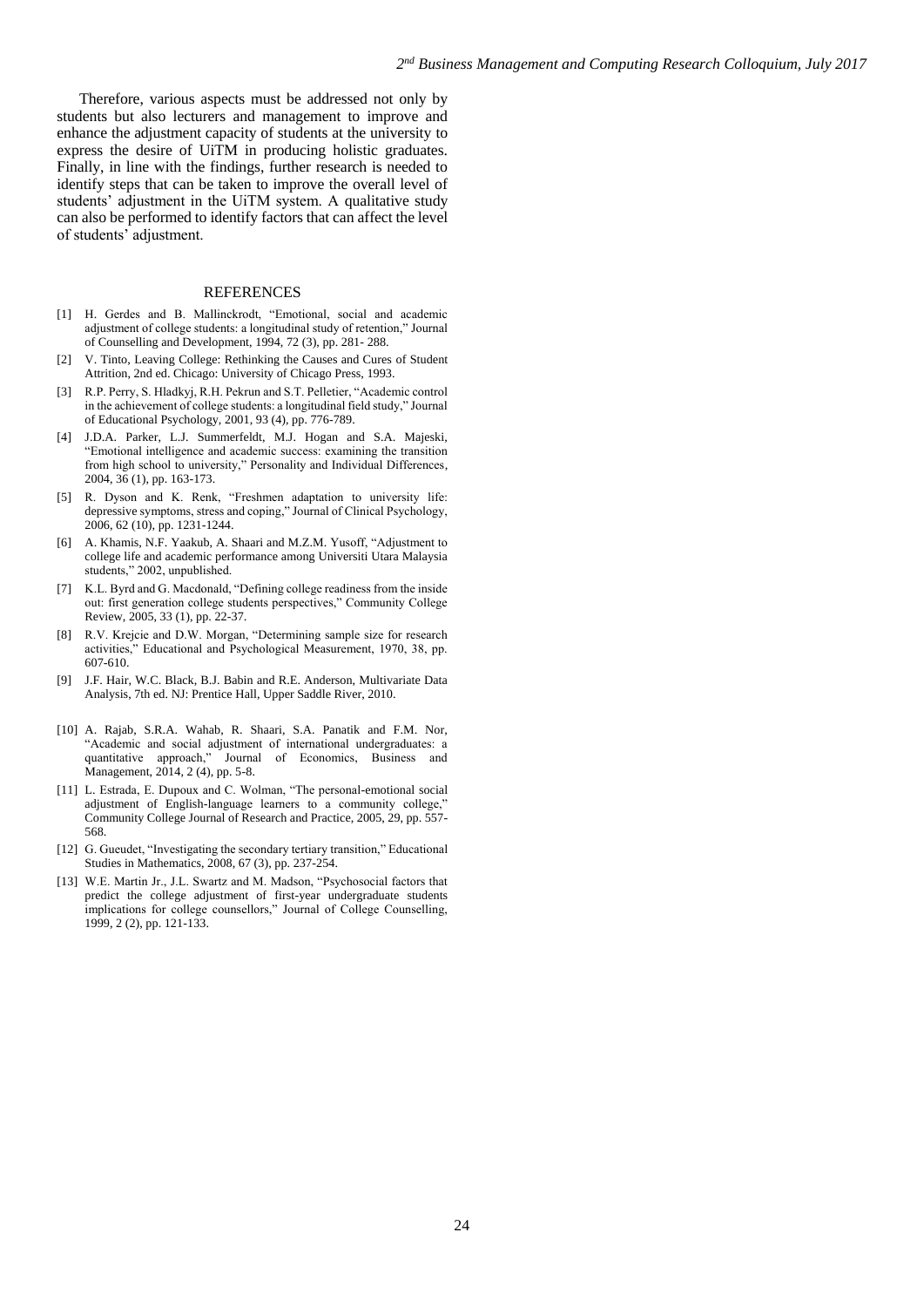Therefore, various aspects must be addressed not only by students but also lecturers and management to improve and enhance the adjustment capacity of students at the university to express the desire of UiTM in producing holistic graduates. Finally, in line with the findings, further research is needed to identify steps that can be taken to improve the overall level of students' adjustment in the UiTM system. A qualitative study can also be performed to identify factors that can affect the level of students' adjustment.

## REFERENCES

[1] H. Gerdes and B. Mallinckrodt, "Emotional, social and academic adjustment of college students: a longitudinal study of retention," Journal of Counselling and Development, 1994, 72 (3), pp. 281- 288.

[2] V. Tinto, Leaving College: Rethinking the Causes and Cures of Student Attrition, 2nd ed. Chicago: University of Chicago Press, 1993.

[3] R.P. Perry, S. Hladkyj, R.H. Pekrun and S.T. Pelletier, "Academic control in the achievement of college students: a longitudinal field study," Journal of Educational Psychology, 2001, 93 (4), pp. 776-789.

[4] J.D.A. Parker, L.J. Summerfeldt, M.J. Hogan and S.A. Majeski, "Emotional intelligence and academic success: examining the transition from high school to university," Personality and Individual Differences, 2004, 36 (1), pp. 163-173.

[5] R. Dyson and K. Renk, "Freshmen adaptation to university life: depressive symptoms, stress and coping," Journal of Clinical Psychology, 2006, 62 (10), pp. 1231-1244.

[6] A. Khamis, N.F. Yaakub, A. Shaari and M.Z.M. Yusoff, "Adjustment to college life and academic performance among Universiti Utara Malaysia students," 2002, unpublished.

[7] K.L. Byrd and G. Macdonald, "Defining college readiness from the inside out: first generation college students perspectives," Community College Review, 2005, 33 (1), pp. 22-37.

[8] R.V. Krejcie and D.W. Morgan, "Determining sample size for research activities," Educational and Psychological Measurement, 1970, 38, pp. 607-610.

[9] J.F. Hair, W.C. Black, B.J. Babin and R.E. Anderson, Multivariate Data Analysis, 7th ed. NJ: Prentice Hall, Upper Saddle River, 2010.

[10] A. Rajab, S.R.A. Wahab, R. Shaari, S.A. Panatik and F.M. Nor, "Academic and social adjustment of international undergraduates: a quantitative approach," Journal of Economics, Business and Management, 2014, 2 (4), pp. 5-8.

[11] L. Estrada, E. Dupoux and C. Wolman, "The personal-emotional social adjustment of English-language learners to a community college," Community College Journal of Research and Practice, 2005, 29, pp. 557-568.

[12] G. Gueudet, "Investigating the secondary tertiary transition," Educational Studies in Mathematics, 2008, 67 (3), pp. 237-254.

[13] W.E. Martin Jr., J.L. Swartz and M. Madson, "Psychosocial factors that predict the college adjustment of first-year undergraduate students implications for college counsellors," Journal of College Counselling, 1999, 2 (2), pp. 121-133.